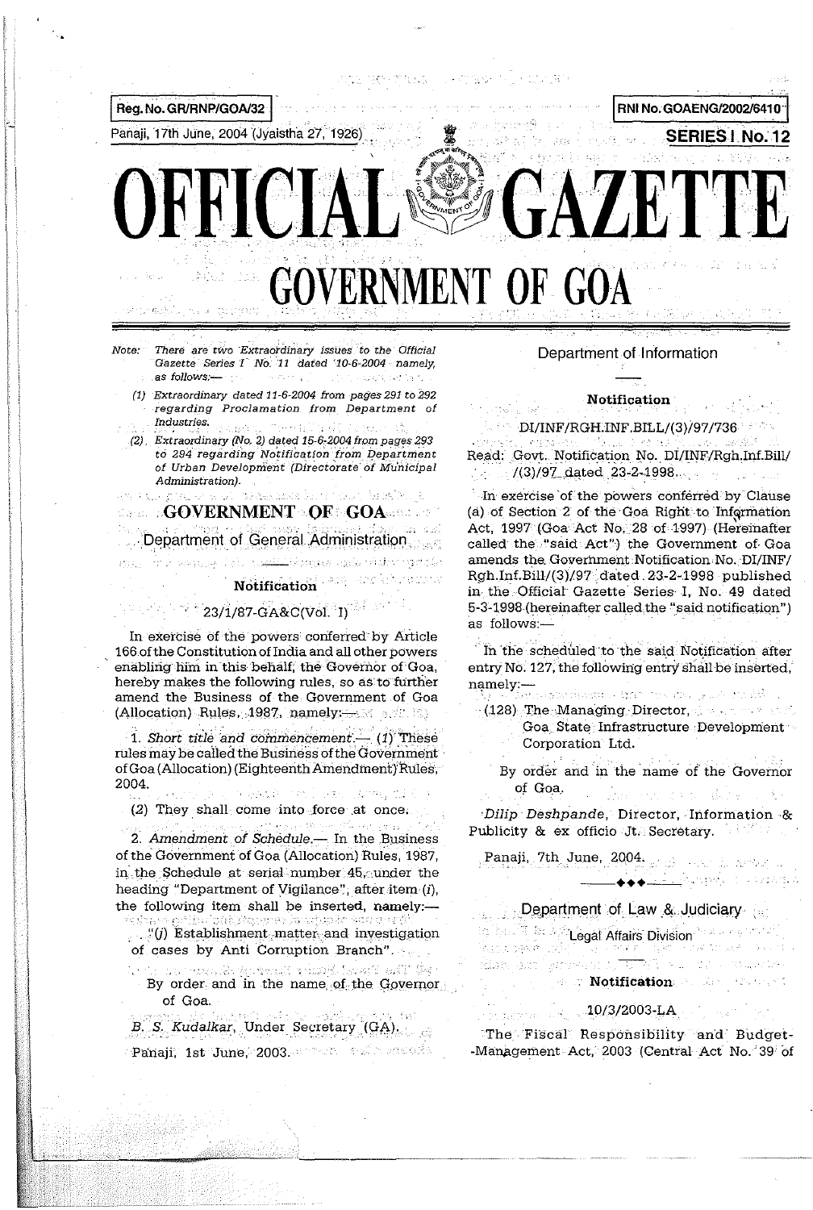Reg. No. GR/RNP/GOA/32

RNI No. GOAENG/2002/6410

Panaji, 17th June, 2004 (Jyaistha 27, 1926)

SERIES I No. 12

# OFFICIAL GAZETTE

# GOVERNMENT OF GOA

*Note: There are two Extraordinary issues to the Official Gazette Series I No. 11 dated 10-6-2004 namely, as follows:—*

*(1) Extraordinary dated 11-6-2004 from pages 291 to 292 regarding Proclamation from Department of Industries.*

*(2) Extraordinary (No. 2) dated 15-6-2004 from pages 293 to 294 regarding Notification from Department of Urban Development (Directorate of Municipal Administration).*

## GOVERNMENT OF GOA

### Department of General Administration

**Notification**

23/1/87-GA&C(Vol. I)

In exercise of the powers conferred by Article 166 of the Constitution of India and all other powers enabling him in this behalf, the Governor of Goa, hereby makes the following rules, so as to further amend the Business of the Government of Goa (Allocation) Rules, 1987, namely:—

1. *Short title and commencement.*— (1) These rules may be called the Business of the Government of Goa (Allocation) (Eighteenth Amendment) Rules, 2004.

(2) They shall come into force at once.

2. *Amendment of Schedule.*— In the Business of the Government of Goa (Allocation) Rules, 1987, in the Schedule at serial number 45, under the heading "Department of Vigilance", after item (*i*), the following item shall be inserted, namely:—

"(*j*) Establishment matter and investigation of cases by Anti Corruption Branch".

By order and in the name of the Governor of Goa.

*B. S. Kudalkar*, Under Secretary (GA).

Panaji, 1st June, 2003.

### Department of Information

**Notification**

DI/INF/RGH.INF.BILL/(3)/97/736

Read: Govt. Notification No. DI/INF/Rgh.Inf.Bill/ /(3)/97 dated 23-2-1998.

In exercise of the powers conferred by Clause (a) of Section 2 of the Goa Right to Information Act, 1997 (Goa Act No. 28 of 1997) (Hereinafter called the "said Act") the Government of Goa amends the Government Notification No. DI/INF/ Rgh.Inf.Bill/(3)/97 dated 23-2-1998 published in the Official Gazette Series I, No. 49 dated 5-3-1998 (hereinafter called the "said notification") as follows:—

In the scheduled to the said Notification after entry No. 127, the following entry shall be inserted, namely:—

(128) The Managing Director, Goa State Infrastructure Development Corporation Ltd.

By order and in the name of the Governor of Goa.

*Dilip Deshpande*, Director, Information & Publicity & ex officio Jt. Secretary.

Panaji, 7th June, 2004.

———♦♦♦———

### Department of Law & Judiciary

Legal Affairs Division

**Notification**

10/3/2003-LA

The Fiscal Responsibility and Budget-Management Act, 2003 (Central Act No. 39 of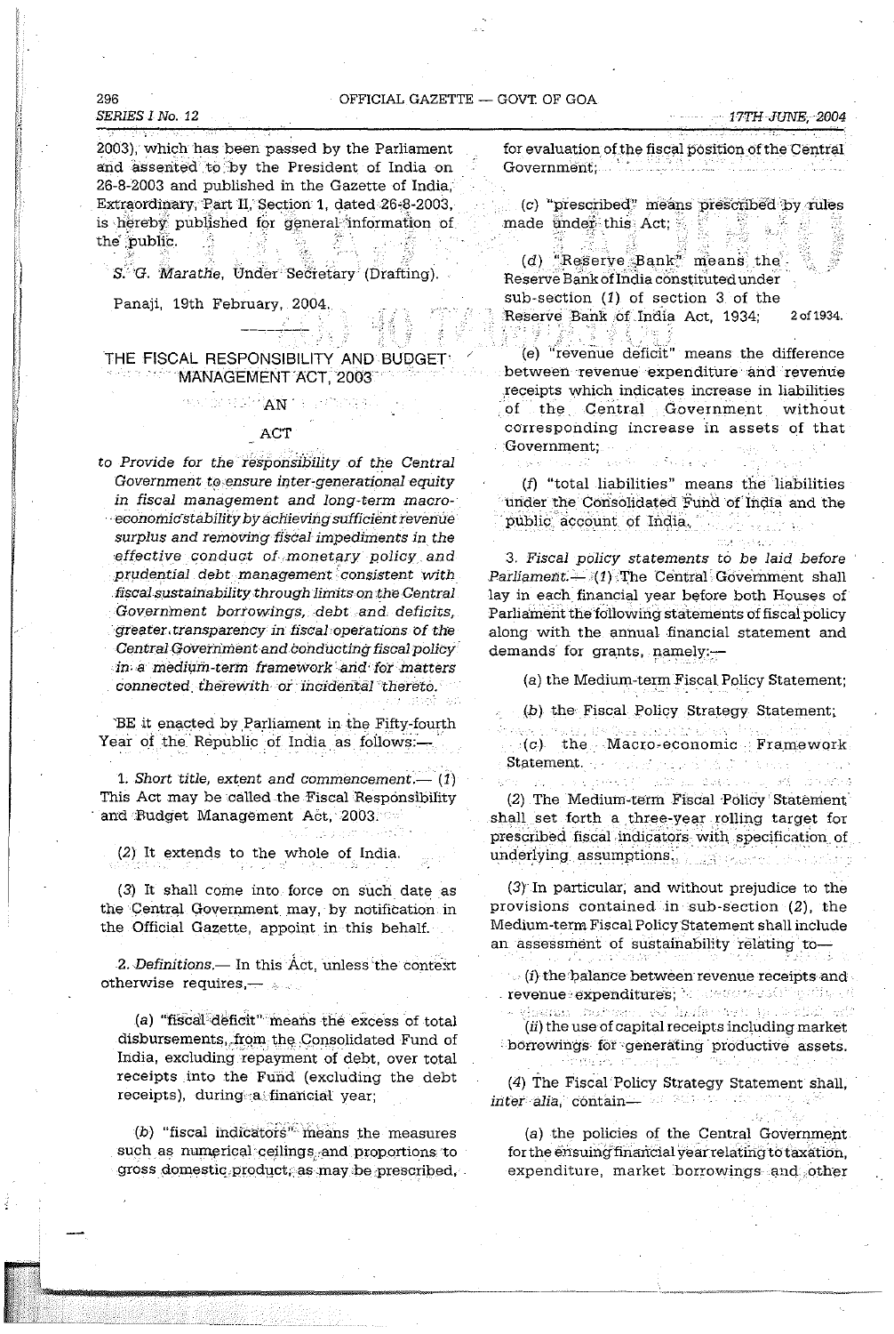2003), which has been passed by the Parliament and assented to by the President of India on 26-8-2003 and published in the Gazette of India, Extraordinary, Part II, Section 1, dated 26-8-2003, is hereby published for general information of the public.

*S. G. Marathe*, Under Secretary (Drafting).

Panaji, 19th February, 2004.

---

## THE FISCAL RESPONSIBILITY AND BUDGET MANAGEMENT ACT, 2003

AN

ACT

*to Provide for the responsibility of the Central Government to ensure inter-generational equity in fiscal management and long-term macro-economic stability by achieving sufficient revenue surplus and removing fiscal impediments in the effective conduct of monetary policy and prudential debt management consistent with fiscal sustainability through limits on the Central Government borrowings, debt and deficits, greater transparency in fiscal operations of the Central Government and conducting fiscal policy in a medium-term framework and for matters connected therewith or incidental thereto.*

BE it enacted by Parliament in the Fifty-fourth Year of the Republic of India as follows:—

1. *Short title, extent and commencement.*— (*1*) This Act may be called the Fiscal Responsibility and Budget Management Act, 2003.

(*2*) It extends to the whole of India.

(*3*) It shall come into force on such date as the Central Government may, by notification in the Official Gazette, appoint in this behalf.

2. *Definitions.*— In this Act, unless the context otherwise requires,—

(*a*) "fiscal deficit" means the excess of total disbursements, from the Consolidated Fund of India, excluding repayment of debt, over total receipts into the Fund (excluding the debt receipts), during a financial year;

(*b*) "fiscal indicators" means the measures such as numerical ceilings and proportions to gross domestic product, as may be prescribed, for evaluation of the fiscal position of the Central Government;

(*c*) "prescribed" means prescribed by rules made under this Act;

(*d*) "Reserve Bank" means the Reserve Bank of India constituted under sub-section (*1*) of section 3 of the Reserve Bank of India Act, 1934; 2 of 1934.

(*e*) "revenue deficit" means the difference between revenue expenditure and revenue receipts which indicates increase in liabilities of the Central Government without corresponding increase in assets of that Government;

(*f*) "total liabilities" means the liabilities under the Consolidated Fund of India and the public account of India.

3. *Fiscal policy statements to be laid before Parliament.*— (*1*) The Central Government shall lay in each financial year before both Houses of Parliament the following statements of fiscal policy along with the annual financial statement and demands for grants, namely:—

(*a*) the Medium-term Fiscal Policy Statement;

(*b*) the Fiscal Policy Strategy Statement;

(*c*) the Macro-economic Framework Statement.

(*2*) The Medium-term Fiscal Policy Statement shall set forth a three-year rolling target for prescribed fiscal indicators with specification of underlying assumptions.

(*3*) In particular, and without prejudice to the provisions contained in sub-section (*2*), the Medium-term Fiscal Policy Statement shall include an assessment of sustainability relating to—

(*i*) the balance between revenue receipts and revenue expenditures;

(*ii*) the use of capital receipts including market borrowings for generating productive assets.

(*4*) The Fiscal Policy Strategy Statement shall, *inter alia*, contain—

(*a*) the policies of the Central Government for the ensuing financial year relating to taxation, expenditure, market borrowings and other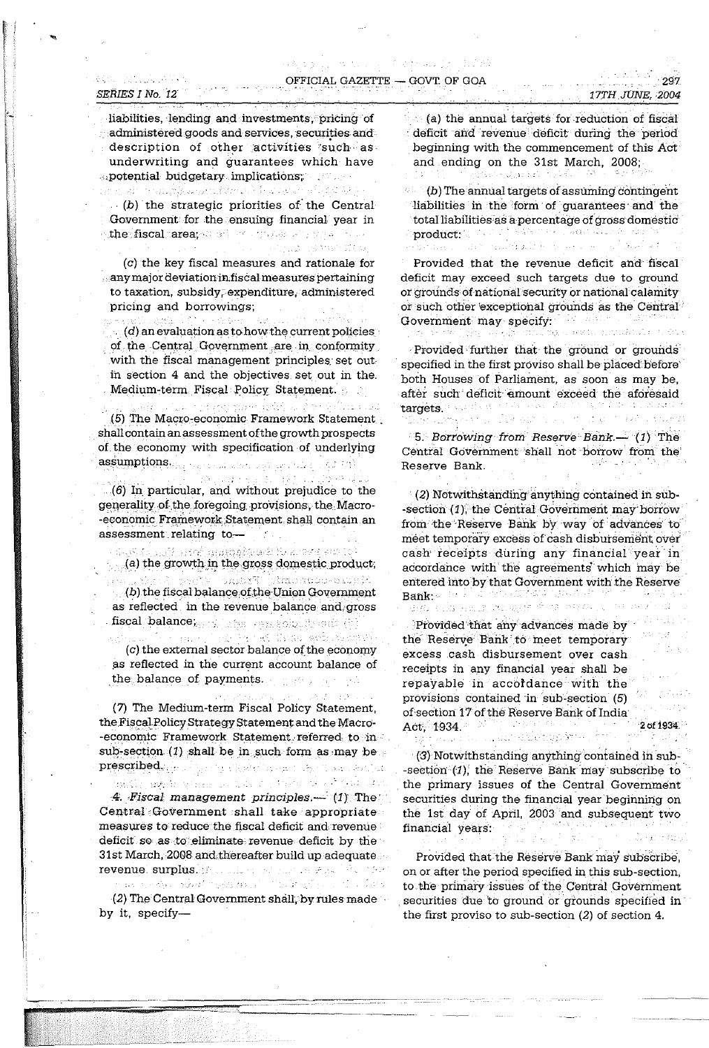liabilities, lending and investments, pricing of administered goods and services, securities and description of other activities such as underwriting and guarantees which have potential budgetary implications;

(b) the strategic priorities of the Central Government for the ensuing financial year in the fiscal area;

(c) the key fiscal measures and rationale for any major deviation in fiscal measures pertaining to taxation, subsidy, expenditure, administered pricing and borrowings;

(d) an evaluation as to how the current policies of the Central Government are in conformity with the fiscal management principles set out in section 4 and the objectives set out in the Medium-term Fiscal Policy Statement.

(5) The Macro-economic Framework Statement shall contain an assessment of the growth prospects of the economy with specification of underlying assumptions.

(6) In particular, and without prejudice to the generality of the foregoing provisions, the Macro-economic Framework Statement shall contain an assessment relating to—

(a) the growth in the gross domestic product;

(b) the fiscal balance of the Union Government as reflected in the revenue balance and gross fiscal balance;

(c) the external sector balance of the economy as reflected in the current account balance of the balance of payments.

(7) The Medium-term Fiscal Policy Statement, the Fiscal Policy Strategy Statement and the Macro-economic Framework Statement referred to in sub-section (1) shall be in such form as may be prescribed.

4. *Fiscal management principles.*— (1) The Central Government shall take appropriate measures to reduce the fiscal deficit and revenue deficit so as to eliminate revenue deficit by the 31st March, 2008 and thereafter build up adequate revenue surplus.

(2) The Central Government shall, by rules made by it, specify—

(a) the annual targets for reduction of fiscal deficit and revenue deficit during the period beginning with the commencement of this Act and ending on the 31st March, 2008;

(b) The annual targets of assuming contingent liabilities in the form of guarantees and the total liabilities as a percentage of gross domestic product:

Provided that the revenue deficit and fiscal deficit may exceed such targets due to ground or grounds of national security or national calamity or such other exceptional grounds as the Central Government may specify:

Provided further that the ground or grounds specified in the first proviso shall be placed before both Houses of Parliament, as soon as may be, after such deficit amount exceed the aforesaid targets.

5. *Borrowing from Reserve Bank.*— (1) The Central Government shall not borrow from the Reserve Bank.

(2) Notwithstanding anything contained in sub-section (1), the Central Government may borrow from the Reserve Bank by way of advances to meet temporary excess of cash disbursement over cash receipts during any financial year in accordance with the agreements which may be entered into by that Government with the Reserve Bank:

Provided that any advances made by the Reserve Bank to meet temporary excess cash disbursement over cash receipts in any financial year shall be repayable in accordance with the provisions contained in sub-section (5) of section 17 of the Reserve Bank of India Act, 1934. 2 of 1934.

(3) Notwithstanding anything contained in sub-section (1), the Reserve Bank may subscribe to the primary issues of the Central Government securities during the financial year beginning on the 1st day of April, 2003 and subsequent two financial years:

Provided that the Reserve Bank may subscribe, on or after the period specified in this sub-section, to the primary issues of the Central Government securities due to ground or grounds specified in the first proviso to sub-section (2) of section 4.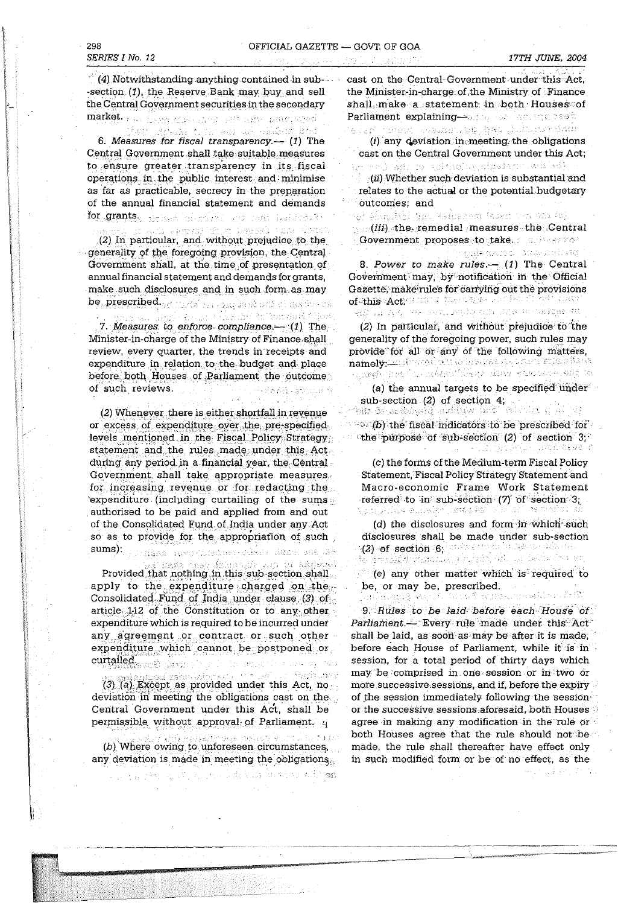(4) Notwithstanding anything contained in sub-section (1), the Reserve Bank may buy and sell the Central Government securities in the secondary market.

6. *Measures for fiscal transparency.*— (1) The Central Government shall take suitable measures to ensure greater transparency in its fiscal operations in the public interest and minimise as far as practicable, secrecy in the preparation of the annual financial statement and demands for grants.

(2) In particular, and without prejudice to the generality of the foregoing provision, the Central Government shall, at the time of presentation of annual financial statement and demands for grants, make such disclosures and in such form as may be prescribed.

7. *Measures to enforce compliance.*— (1) The Minister-in-charge of the Ministry of Finance shall review, every quarter, the trends in receipts and expenditure in relation to the budget and place before both Houses of Parliament the outcome of such reviews.

(2) Whenever there is either shortfall in revenue or excess of expenditure over the pre-specified levels mentioned in the Fiscal Policy Strategy statement and the rules made under this Act during any period in a financial year, the Central Government shall take appropriate measures for increasing revenue or for redacting the expenditure (including curtailing of the sums authorised to be paid and applied from and out of the Consolidated Fund of India under any Act so as to provide for the appropriation of such sums):

Provided that nothing in this sub-section shall apply to the expenditure charged on the Consolidated Fund of India under clause (3) of article 112 of the Constitution or to any other expenditure which is required to be incurred under any agreement or contract or such other expenditure which cannot be postponed or curtailed.

(3) (a) Except as provided under this Act, no deviation in meeting the obligations cast on the Central Government under this Act, shall be permissible without approval of Parliament.

(b) Where owing to unforeseen circumstances, any deviation is made in meeting the obligations cast on the Central Government under this Act, the Minister-in-charge of the Ministry of Finance shall make a statement in both Houses of Parliament explaining—

(i) any deviation in meeting the obligations cast on the Central Government under this Act;

(ii) whether such deviation is substantial and relates to the actual or the potential budgetary outcomes; and

(iii) the remedial measures the Central Government proposes to take.

8. *Power to make rules.*— (1) The Central Government may, by notification in the Official Gazette, make rules for carrying out the provisions of this Act.

(2) In particular, and without prejudice to the generality of the foregoing power, such rules may provide for all or any of the following matters, namely:—

(a) the annual targets to be specified under sub-section (2) of section 4;

(b) the fiscal indicators to be prescribed for the purpose of sub-section (2) of section 3;

(c) the forms of the Medium-term Fiscal Policy Statement, Fiscal Policy Strategy Statement and Macro-economic Frame Work Statement referred to in sub-section (7) of section 3;

(d) the disclosures and form in which such disclosures shall be made under sub-section (2) of section 6;

(e) any other matter which is required to be, or may be, prescribed.

9. *Rules to be laid before each House of Parliament.*— Every rule made under this Act shall be laid, as soon as may be after it is made, before each House of Parliament, while it is in session, for a total period of thirty days which may be comprised in one session or in two or more successive sessions, and if, before the expiry of the session immediately following the session or the successive sessions aforesaid, both Houses agree in making any modification in the rule or both Houses agree that the rule should not be made, the rule shall thereafter have effect only in such modified form or be of no effect, as the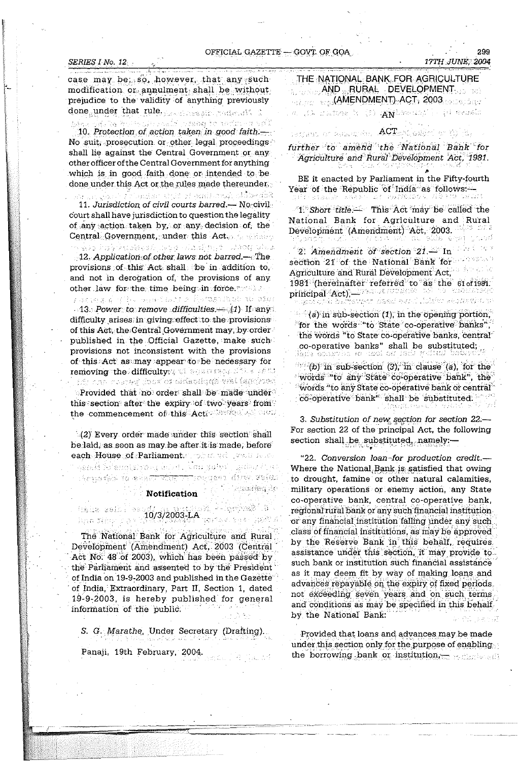case may be; so, however, that any such modification or annulment shall be without prejudice to the validity of anything previously done under that rule.

10. *Protection of action taken in good faith.*— No suit, prosecution or other legal proceedings shall lie against the Central Government or any other officer of the Central Government for anything which is in good faith done or intended to be done under this Act or the rules made thereunder.

11. *Jurisdiction of civil courts barred.*— No civil court shall have jurisdiction to question the legality of any action taken by, or any decision of, the Central Government, under this Act.

12. *Application of other laws not barred.*— The provisions of this Act shall be in addition to, and not in derogation of, the provisions of any other law for the time being in force.

13. *Power to remove difficulties.*— (1) If any difficulty arises in giving effect to the provisions of this Act, the Central Government may, by order published in the Official Gazette, make such provisions not inconsistent with the provisions of this Act as may appear to be necessary for removing the difficulty:

Provided that no order shall be made under this section after the expiry of two years from the commencement of this Act.

(2) Every order made under this section shall be laid, as soon as may be after it is made, before each House of Parliament.

## Notification

10/3/2003-LA

The National Bank for Agriculture and Rural Development (Amendment) Act, 2003 (Central Act No. 48 of 2003), which has been passed by the Parliament and assented to by the President of India on 19-9-2003 and published in the Gazette of India, Extraordinary, Part II, Section 1, dated 19-9-2003, is hereby published for general information of the public.

*S. G. Marathe*, Under Secretary (Drafting).

Panaji, 19th February, 2004.

## THE NATIONAL BANK FOR AGRICULTURE AND RURAL DEVELOPMENT (AMENDMENT) ACT, 2003

AN

ACT

*further to amend the National Bank for Agriculture and Rural Development Act, 1981.*

BE it enacted by Parliament in the Fifty-fourth Year of the Republic of India as follows:—

1. *Short title.*— This Act may be called the National Bank for Agriculture and Rural Development (Amendment) Act, 2003.

2. *Amendment of section 21.*— In section 21 of the National Bank for Agriculture and Rural Development Act, 1981 (hereinafter referred to as the principal Act),— 61 of 1981.

(a) in sub-section (1), in the opening portion, for the words "to State co-operative banks", the words "to State co-operative banks, central co-operative banks" shall be substituted;

(b) in sub-section (3), in clause (a), for the words "to any State co-operative bank", the words "to any State co-operative bank or central co-operative bank" shall be substituted.

3. *Substitution of new section for section 22.*— For section 22 of the principal Act, the following section shall be substituted, namely:—

"22. *Conversion loan for production credit.*— Where the National Bank is satisfied that owing to drought, famine or other natural calamities, military operations or enemy action, any State co-operative bank, central co-operative bank, regional rural bank or any such financial institution or any financial institution falling under any such class of financial institutions, as may be approved by the Reserve Bank in this behalf, requires assistance under this section, it may provide to such bank or institution such financial assistance as it may deem fit by way of making loans and advances repayable on the expiry of fixed periods not exceeding seven years and on such terms and conditions as may be specified in this behalf by the National Bank:

Provided that loans and advances may be made under this section only for the purpose of enabling the borrowing bank or institution,—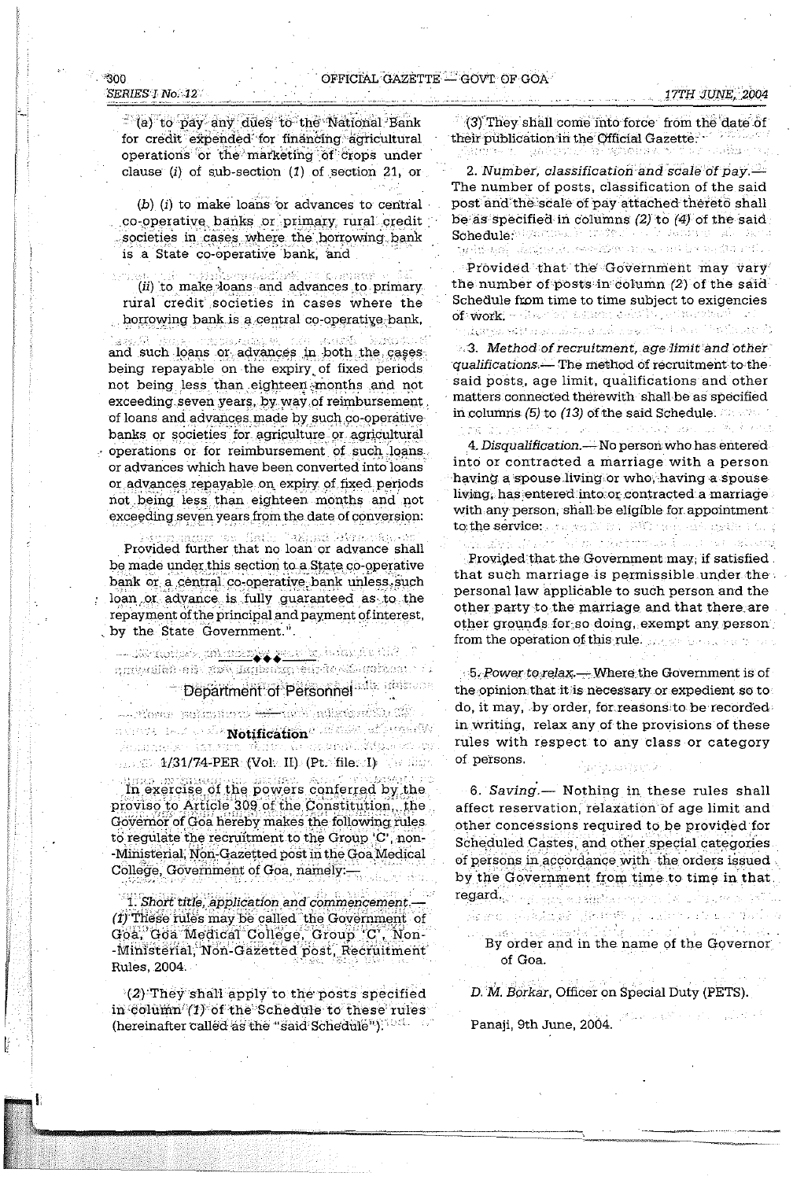(a) to pay any dues to the National Bank for credit expended for financing agricultural operations or the marketing of crops under clause (i) of sub-section (1) of section 21, or

(b) (i) to make loans or advances to central co-operative banks or primary rural credit societies in cases where the borrowing bank is a State co-operative bank, and

(ii) to make loans and advances to primary rural credit societies in cases where the borrowing bank is a central co-operative bank,

and such loans or advances in both the cases being repayable on the expiry of fixed periods not being less than eighteen months and not exceeding seven years, by way of reimbursement of loans and advances made by such co-operative banks or societies for agriculture or agricultural operations or for reimbursement of such loans or advances which have been converted into loans or advances repayable on expiry of fixed periods not being less than eighteen months and not exceeding seven years from the date of conversion:

Provided further that no loan or advance shall be made under this section to a State co-operative bank or a central co-operative bank unless such loan or advance is fully guaranteed as to the repayment of the principal and payment of interest, by the State Government.".

◆◆◆

## Department of Personnel

### Notification

1/31/74-PER (Vol. II) (Pt. file. I)

In exercise of the powers conferred by the proviso to Article 309 of the Constitution, the Governor of Goa hereby makes the following rules to regulate the recruitment to the Group 'C', non-Ministerial, Non-Gazetted post in the Goa Medical College, Government of Goa, namely:—

1. *Short title, application and commencement.*— (1) These rules may be called the Government of Goa, Goa Medical College, Group 'C', Non-Ministerial, Non-Gazetted post, Recruitment Rules, 2004.

(2) They shall apply to the posts specified in column (1) of the Schedule to these rules (hereinafter called as the "said Schedule").

(3) They shall come into force from the date of their publication in the Official Gazette.

2. *Number, classification and scale of pay.*— The number of posts, classification of the said post and the scale of pay attached thereto shall be as specified in columns (2) to (4) of the said Schedule:

Provided that the Government may vary the number of posts in column (2) of the said Schedule from time to time subject to exigencies of work.

3. *Method of recruitment, age limit and other qualifications.*— The method of recruitment to the said posts, age limit, qualifications and other matters connected therewith shall be as specified in columns (5) to (13) of the said Schedule.

4. *Disqualification.*— No person who has entered into or contracted a marriage with a person having a spouse living or who, having a spouse living, has entered into or contracted a marriage with any person, shall be eligible for appointment to the service:

Provided that the Government may, if satisfied that such marriage is permissible under the personal law applicable to such person and the other party to the marriage and that there are other grounds for so doing, exempt any person from the operation of this rule.

5. *Power to relax.*— Where the Government is of the opinion that it is necessary or expedient so to do, it may, by order, for reasons to be recorded in writing, relax any of the provisions of these rules with respect to any class or category of persons.

6. *Saving.*— Nothing in these rules shall affect reservation, relaxation of age limit and other concessions required to be provided for Scheduled Castes, and other special categories of persons in accordance with the orders issued by the Government from time to time in that regard.

By order and in the name of the Governor of Goa.

*D. M. Borkar*, Officer on Special Duty (PETS).

Panaji, 9th June, 2004.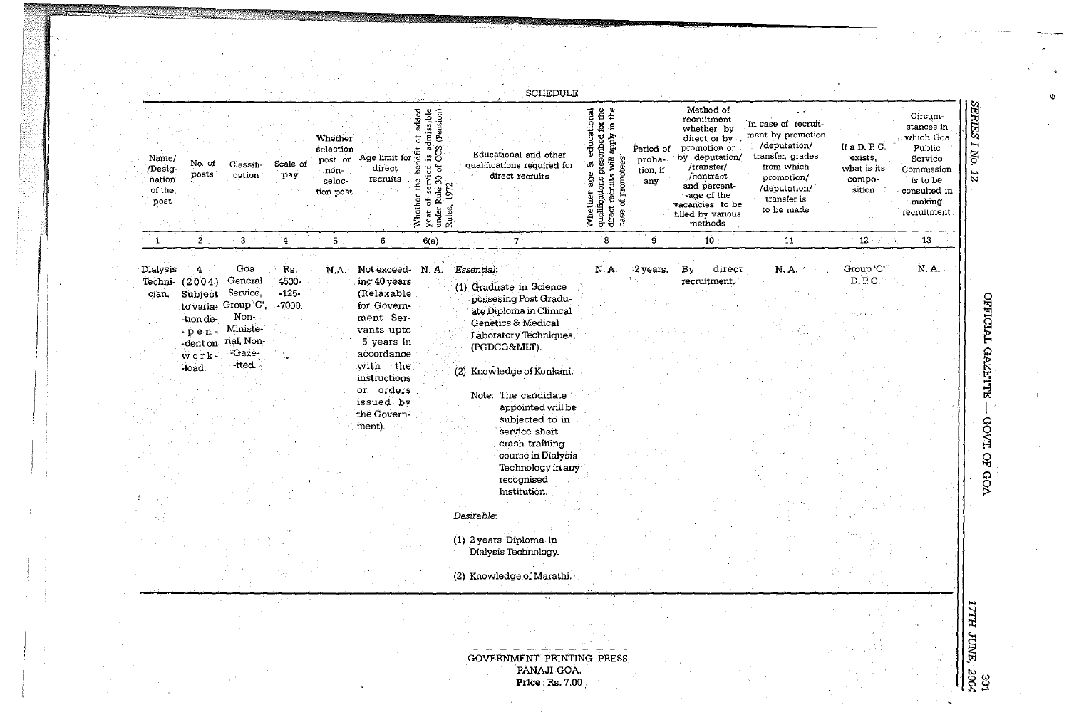SCHEDULE

| Name/ /Designation of the post | No. of posts | Classification | Scale of pay | Whether selection post or non-selection post | Age limit for direct recruits | Whether the benefit of added year of service is admissible under Rule 30 of CCS (Pension) Rules, 1972 | Educational and other qualifications required for direct recruits | Whether age & educational qualifications prescribed for the direct recruits will apply in the case of promotees | Period of probation, if any | Method of recruitment, whether by direct or by promotion or by deputation/ /transfer/ /contract and percentage of the vacancies to be filled by various methods | In case of recruitment by promotion /deputation/ transfer, grades from which promotion/ /deputation/ transfer is to be made | If a D. P. C. exists, what is its composition | Circumstances in which Goa Public Service Commission is to be consulted in making recruitment |
|---|---|---|---|---|---|---|---|---|---|---|---|---|---|
| 1 | 2 | 3 | 4 | 5 | 6 | 6(a) | 7 | 8 | 9 | 10 | 11 | 12 | 13 |
| Dialysis Technician. | 4 (2004) Subject to variation dependent on workload. | Goa General Service, Group 'C', Non-Ministerial, Non-Gazetted. | Rs. 4500-125-7000. | N.A. | Not exceeding 40 years (Relaxable for Government Servants upto 5 years in accordance with the instructions or orders issued by the Government). | N. A. | *Essential*:<br>(1) Graduate in Science possesing Post Graduate Diploma in Clinical Genetics & Medical Laboratory Techniques, (PGDCG&MLT).<br>(2) Knowledge of Konkani.<br>Note: The candidate appointed will be subjected to in service short crash training course in Dialysis Technology in any recognised Institution.<br>*Desirable*:<br>(1) 2 years Diploma in Dialysis Technology.<br>(2) Knowledge of Marathi. | N. A. | 2 years. | By direct recruitment. | N. A. | Group 'C' D. P. C. | N. A. |

GOVERNMENT PRINTING PRESS,
PANAJI-GOA.
**Price** : Rs. 7.00